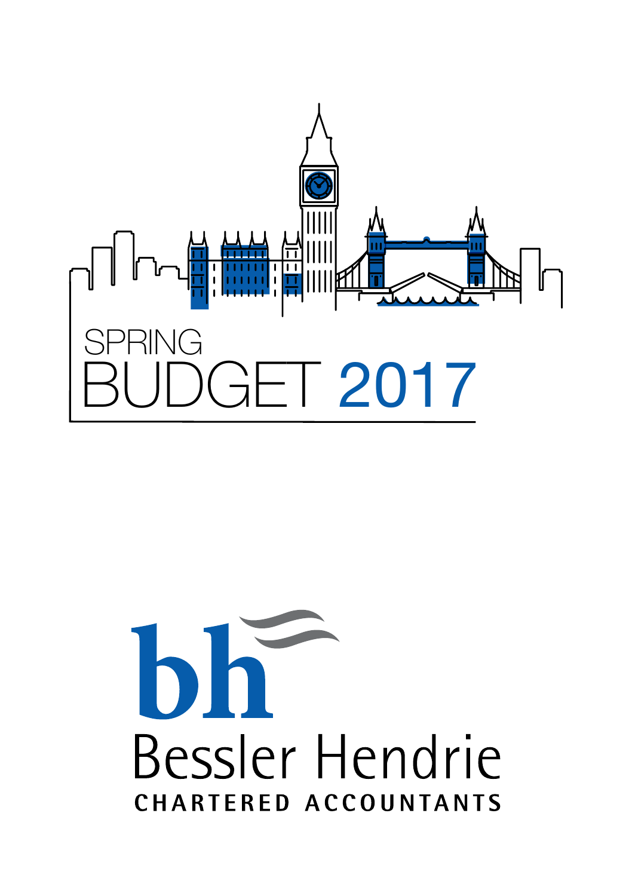# SPRING BUDGET 2017

Bessler Hendrie

CHARTERED ACCOUNTANTS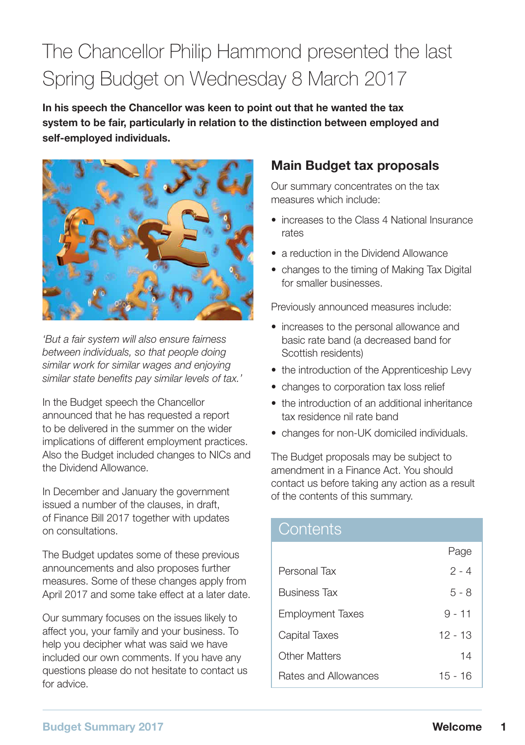# The Chancellor Philip Hammond presented the last Spring Budget on Wednesday 8 March 2017

**In his speech the Chancellor was keen to point out that he wanted the tax system to be fair, particularly in relation to the distinction between employed and self-employed individuals.**

*'But a fair system will also ensure fairness between individuals, so that people doing similar work for similar wages and enjoying similar state benefits pay similar levels of tax.'*

In the Budget speech the Chancellor announced that he has requested a report to be delivered in the summer on the wider implications of different employment practices. Also the Budget included changes to NICs and the Dividend Allowance.

In December and January the government issued a number of the clauses, in draft, of Finance Bill 2017 together with updates on consultations.

The Budget updates some of these previous announcements and also proposes further measures. Some of these changes apply from April 2017 and some take effect at a later date.

Our summary focuses on the issues likely to affect you, your family and your business. To help you decipher what was said we have included our own comments. If you have any questions please do not hesitate to contact us for advice.

## Main Budget tax proposals

Our summary concentrates on the tax measures which include:

- increases to the Class 4 National Insurance rates
- a reduction in the Dividend Allowance
- changes to the timing of Making Tax Digital for smaller businesses.

Previously announced measures include:

- increases to the personal allowance and basic rate band (a decreased band for Scottish residents)
- the introduction of the Apprenticeship Levy
- changes to corporation tax loss relief
- the introduction of an additional inheritance tax residence nil rate band
- changes for non-UK domiciled individuals.

The Budget proposals may be subject to amendment in a Finance Act. You should contact us before taking any action as a result of the contents of this summary.

## Contents

| | Page |
|---|---|
| Personal Tax | 2 - 4 |
| Business Tax | 5 - 8 |
| Employment Taxes | 9 - 11 |
| Capital Taxes | 12 - 13 |
| Other Matters | 14 |
| Rates and Allowances | 15 - 16 |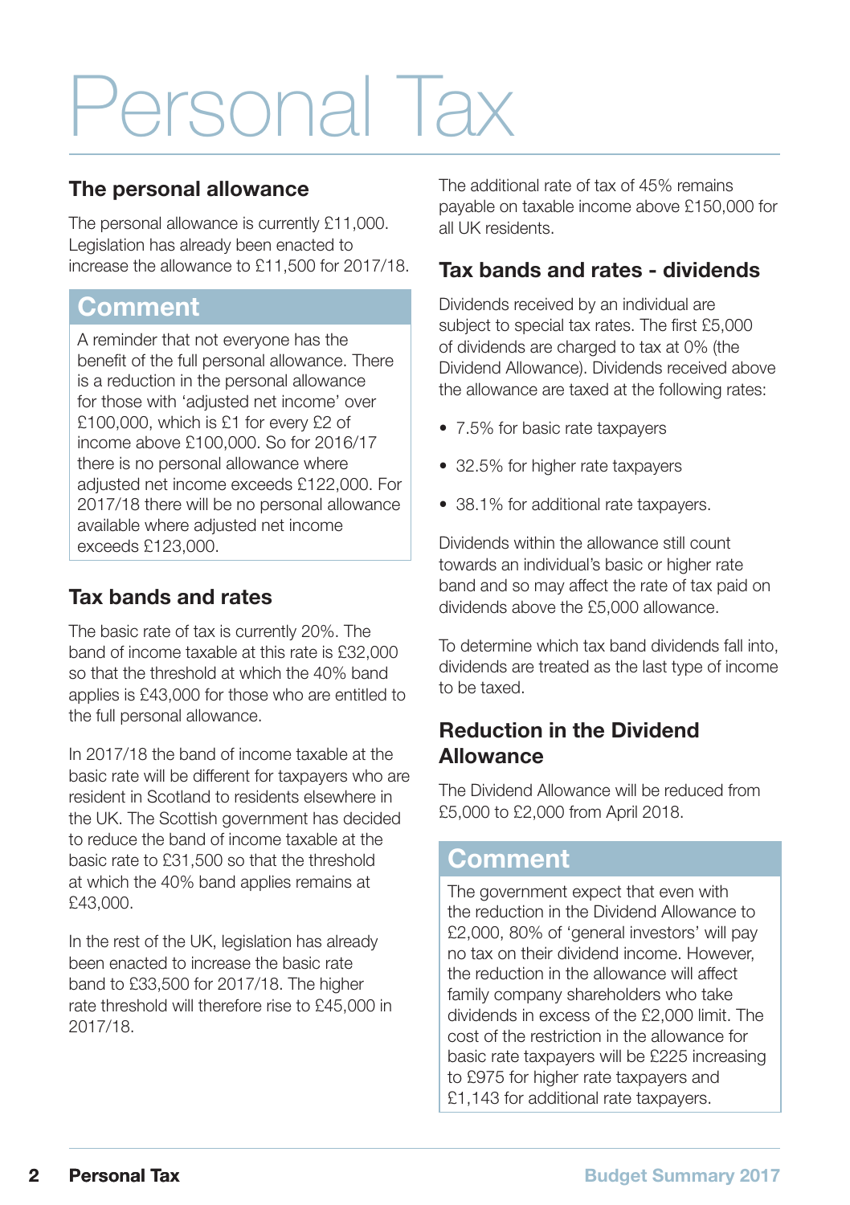# Personal Tax

## The personal allowance

The personal allowance is currently £11,000. Legislation has already been enacted to increase the allowance to £11,500 for 2017/18.

### Comment

A reminder that not everyone has the benefit of the full personal allowance. There is a reduction in the personal allowance for those with 'adjusted net income' over £100,000, which is £1 for every £2 of income above £100,000. So for 2016/17 there is no personal allowance where adjusted net income exceeds £122,000. For 2017/18 there will be no personal allowance available where adjusted net income exceeds £123,000.

## Tax bands and rates

The basic rate of tax is currently 20%. The band of income taxable at this rate is £32,000 so that the threshold at which the 40% band applies is £43,000 for those who are entitled to the full personal allowance.

In 2017/18 the band of income taxable at the basic rate will be different for taxpayers who are resident in Scotland to residents elsewhere in the UK. The Scottish government has decided to reduce the band of income taxable at the basic rate to £31,500 so that the threshold at which the 40% band applies remains at £43,000.

In the rest of the UK, legislation has already been enacted to increase the basic rate band to £33,500 for 2017/18. The higher rate threshold will therefore rise to £45,000 in 2017/18.

The additional rate of tax of 45% remains payable on taxable income above £150,000 for all UK residents.

## Tax bands and rates - dividends

Dividends received by an individual are subject to special tax rates. The first £5,000 of dividends are charged to tax at 0% (the Dividend Allowance). Dividends received above the allowance are taxed at the following rates:

- 7.5% for basic rate taxpayers
- 32.5% for higher rate taxpayers
- 38.1% for additional rate taxpayers.

Dividends within the allowance still count towards an individual's basic or higher rate band and so may affect the rate of tax paid on dividends above the £5,000 allowance.

To determine which tax band dividends fall into, dividends are treated as the last type of income to be taxed.

## Reduction in the Dividend Allowance

The Dividend Allowance will be reduced from £5,000 to £2,000 from April 2018.

### Comment

The government expect that even with the reduction in the Dividend Allowance to £2,000, 80% of 'general investors' will pay no tax on their dividend income. However, the reduction in the allowance will affect family company shareholders who take dividends in excess of the £2,000 limit. The cost of the restriction in the allowance for basic rate taxpayers will be £225 increasing to £975 for higher rate taxpayers and £1,143 for additional rate taxpayers.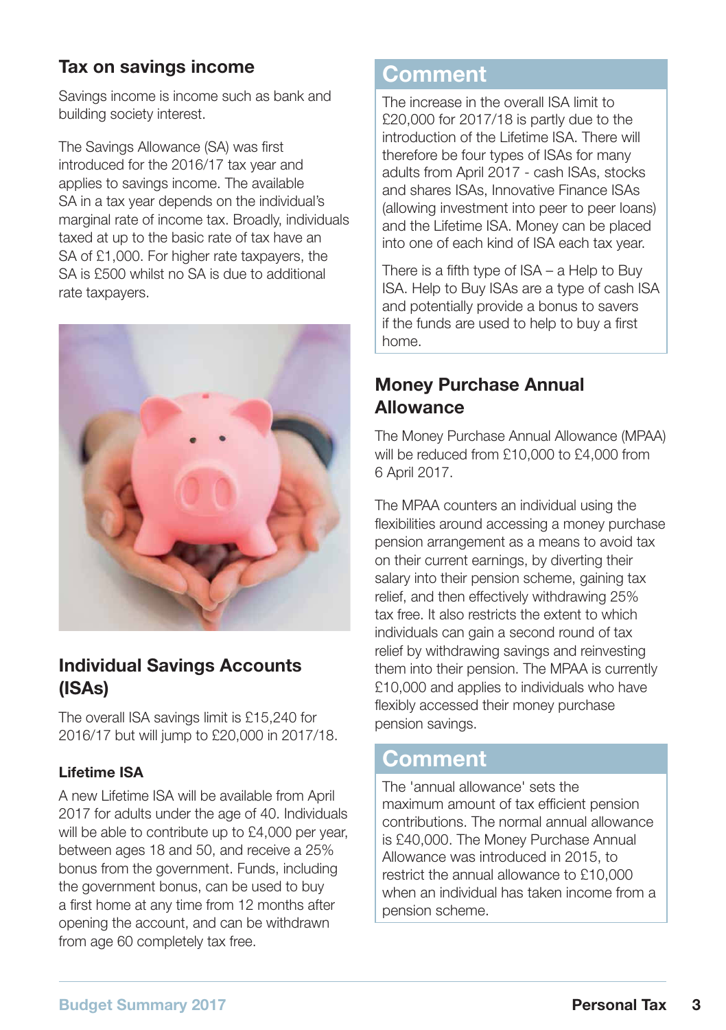## Tax on savings income

Savings income is income such as bank and building society interest.

The Savings Allowance (SA) was first introduced for the 2016/17 tax year and applies to savings income. The available SA in a tax year depends on the individual's marginal rate of income tax. Broadly, individuals taxed at up to the basic rate of tax have an SA of £1,000. For higher rate taxpayers, the SA is £500 whilst no SA is due to additional rate taxpayers.

## Individual Savings Accounts (ISAs)

The overall ISA savings limit is £15,240 for 2016/17 but will jump to £20,000 in 2017/18.

### Lifetime ISA

A new Lifetime ISA will be available from April 2017 for adults under the age of 40. Individuals will be able to contribute up to £4,000 per year, between ages 18 and 50, and receive a 25% bonus from the government. Funds, including the government bonus, can be used to buy a first home at any time from 12 months after opening the account, and can be withdrawn from age 60 completely tax free.

## Comment

The increase in the overall ISA limit to £20,000 for 2017/18 is partly due to the introduction of the Lifetime ISA. There will therefore be four types of ISAs for many adults from April 2017 - cash ISAs, stocks and shares ISAs, Innovative Finance ISAs (allowing investment into peer to peer loans) and the Lifetime ISA. Money can be placed into one of each kind of ISA each tax year.

There is a fifth type of ISA – a Help to Buy ISA. Help to Buy ISAs are a type of cash ISA and potentially provide a bonus to savers if the funds are used to help to buy a first home.

## Money Purchase Annual Allowance

The Money Purchase Annual Allowance (MPAA) will be reduced from £10,000 to £4,000 from 6 April 2017.

The MPAA counters an individual using the flexibilities around accessing a money purchase pension arrangement as a means to avoid tax on their current earnings, by diverting their salary into their pension scheme, gaining tax relief, and then effectively withdrawing 25% tax free. It also restricts the extent to which individuals can gain a second round of tax relief by withdrawing savings and reinvesting them into their pension. The MPAA is currently £10,000 and applies to individuals who have flexibly accessed their money purchase pension savings.

## Comment

The 'annual allowance' sets the maximum amount of tax efficient pension contributions. The normal annual allowance is £40,000. The Money Purchase Annual Allowance was introduced in 2015, to restrict the annual allowance to £10,000 when an individual has taken income from a pension scheme.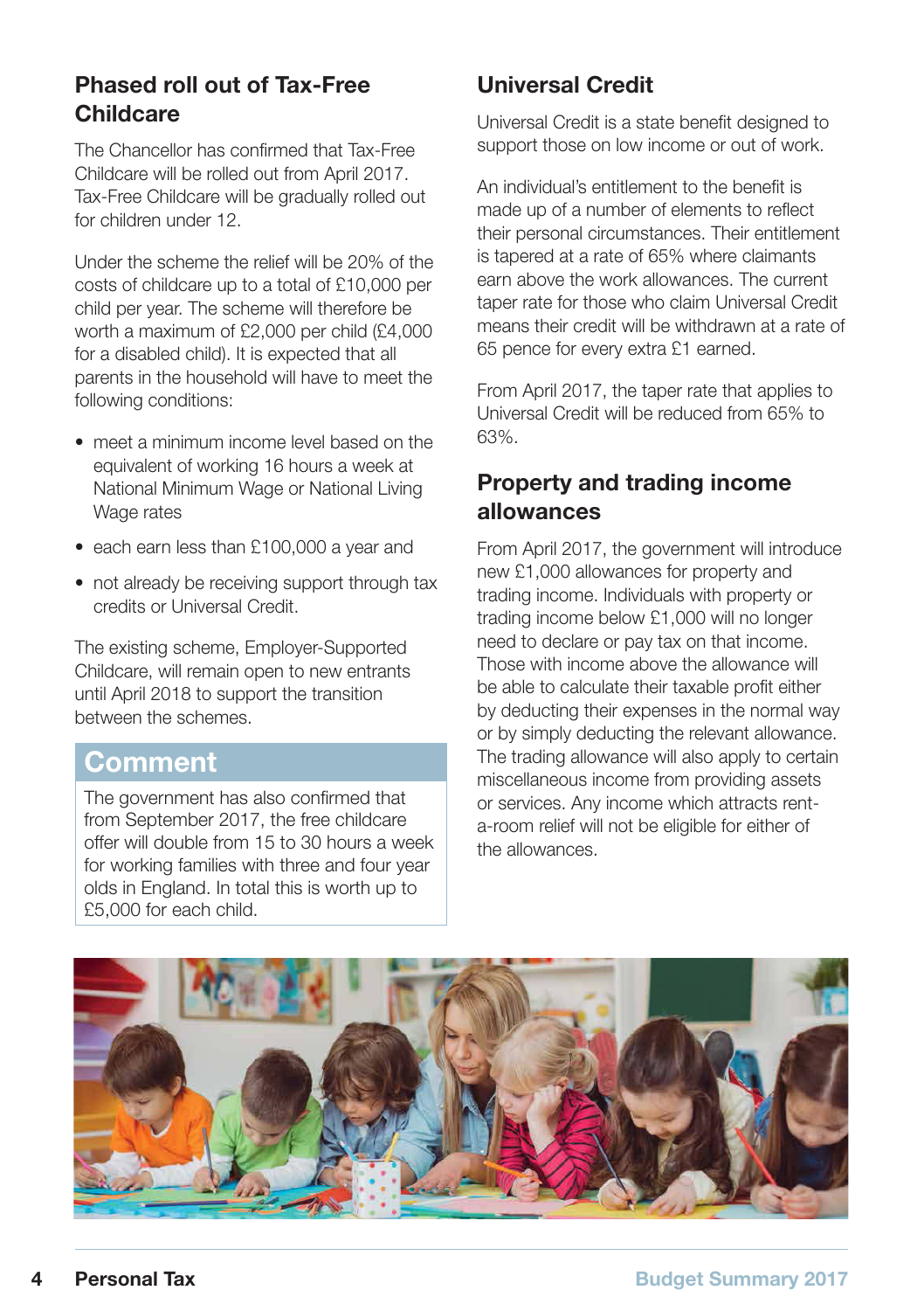## Phased roll out of Tax-Free Childcare

The Chancellor has confirmed that Tax-Free Childcare will be rolled out from April 2017. Tax-Free Childcare will be gradually rolled out for children under 12.

Under the scheme the relief will be 20% of the costs of childcare up to a total of £10,000 per child per year. The scheme will therefore be worth a maximum of £2,000 per child (£4,000 for a disabled child). It is expected that all parents in the household will have to meet the following conditions:

- meet a minimum income level based on the equivalent of working 16 hours a week at National Minimum Wage or National Living Wage rates
- each earn less than £100,000 a year and
- not already be receiving support through tax credits or Universal Credit.

The existing scheme, Employer-Supported Childcare, will remain open to new entrants until April 2018 to support the transition between the schemes.

### Comment

The government has also confirmed that from September 2017, the free childcare offer will double from 15 to 30 hours a week for working families with three and four year olds in England. In total this is worth up to £5,000 for each child.

## Universal Credit

Universal Credit is a state benefit designed to support those on low income or out of work.

An individual's entitlement to the benefit is made up of a number of elements to reflect their personal circumstances. Their entitlement is tapered at a rate of 65% where claimants earn above the work allowances. The current taper rate for those who claim Universal Credit means their credit will be withdrawn at a rate of 65 pence for every extra £1 earned.

From April 2017, the taper rate that applies to Universal Credit will be reduced from 65% to 63%.

## Property and trading income allowances

From April 2017, the government will introduce new £1,000 allowances for property and trading income. Individuals with property or trading income below £1,000 will no longer need to declare or pay tax on that income. Those with income above the allowance will be able to calculate their taxable profit either by deducting their expenses in the normal way or by simply deducting the relevant allowance. The trading allowance will also apply to certain miscellaneous income from providing assets or services. Any income which attracts rent-a-room relief will not be eligible for either of the allowances.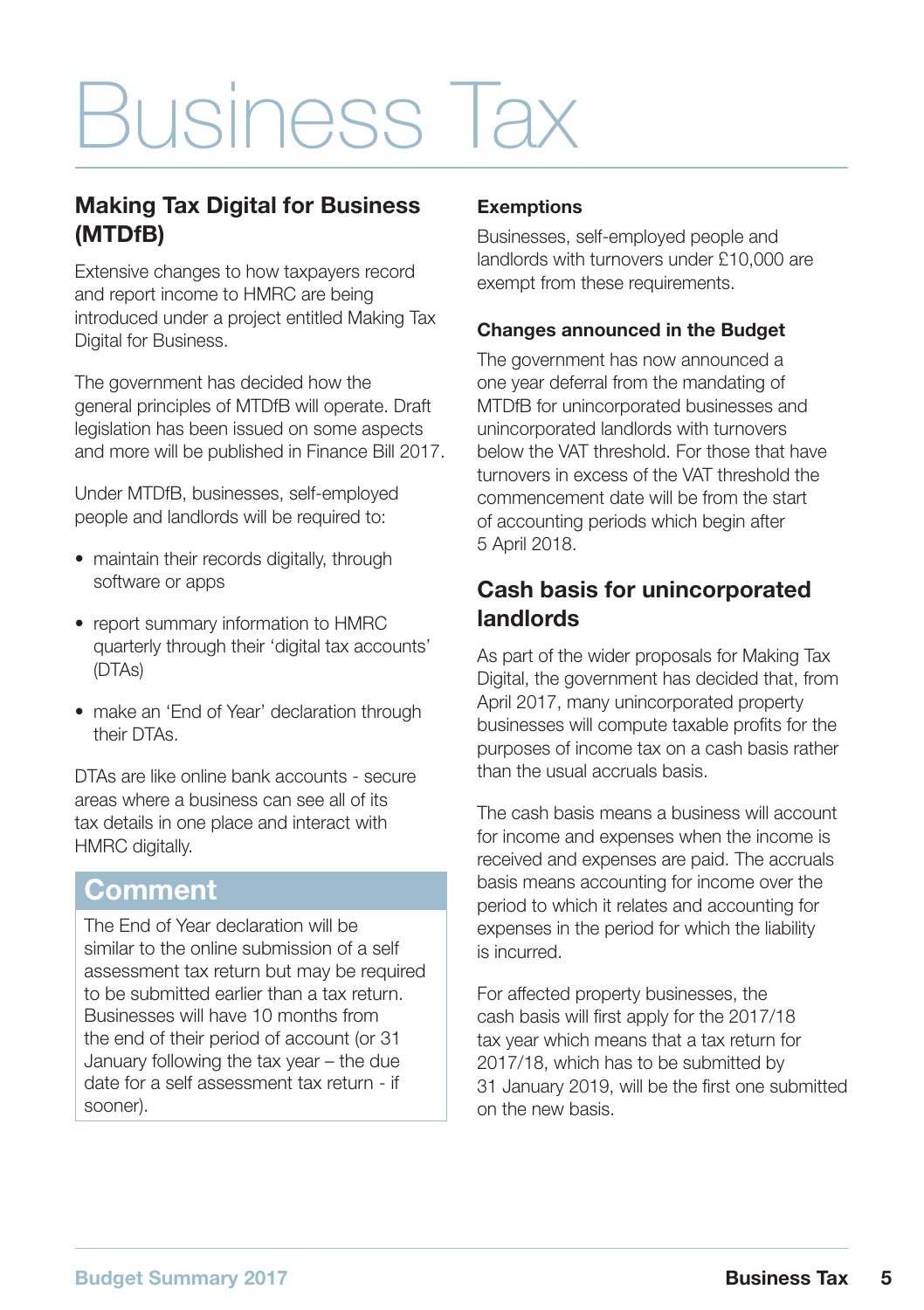# Business Tax

## Making Tax Digital for Business (MTDfB)

Extensive changes to how taxpayers record and report income to HMRC are being introduced under a project entitled Making Tax Digital for Business.

The government has decided how the general principles of MTDfB will operate. Draft legislation has been issued on some aspects and more will be published in Finance Bill 2017.

Under MTDfB, businesses, self-employed people and landlords will be required to:

- maintain their records digitally, through software or apps
- report summary information to HMRC quarterly through their 'digital tax accounts' (DTAs)
- make an 'End of Year' declaration through their DTAs.

DTAs are like online bank accounts - secure areas where a business can see all of its tax details in one place and interact with HMRC digitally.

### Comment

The End of Year declaration will be similar to the online submission of a self assessment tax return but may be required to be submitted earlier than a tax return. Businesses will have 10 months from the end of their period of account (or 31 January following the tax year – the due date for a self assessment tax return - if sooner).

### Exemptions

Businesses, self-employed people and landlords with turnovers under £10,000 are exempt from these requirements.

### Changes announced in the Budget

The government has now announced a one year deferral from the mandating of MTDfB for unincorporated businesses and unincorporated landlords with turnovers below the VAT threshold. For those that have turnovers in excess of the VAT threshold the commencement date will be from the start of accounting periods which begin after 5 April 2018.

## Cash basis for unincorporated landlords

As part of the wider proposals for Making Tax Digital, the government has decided that, from April 2017, many unincorporated property businesses will compute taxable profits for the purposes of income tax on a cash basis rather than the usual accruals basis.

The cash basis means a business will account for income and expenses when the income is received and expenses are paid. The accruals basis means accounting for income over the period to which it relates and accounting for expenses in the period for which the liability is incurred.

For affected property businesses, the cash basis will first apply for the 2017/18 tax year which means that a tax return for 2017/18, which has to be submitted by 31 January 2019, will be the first one submitted on the new basis.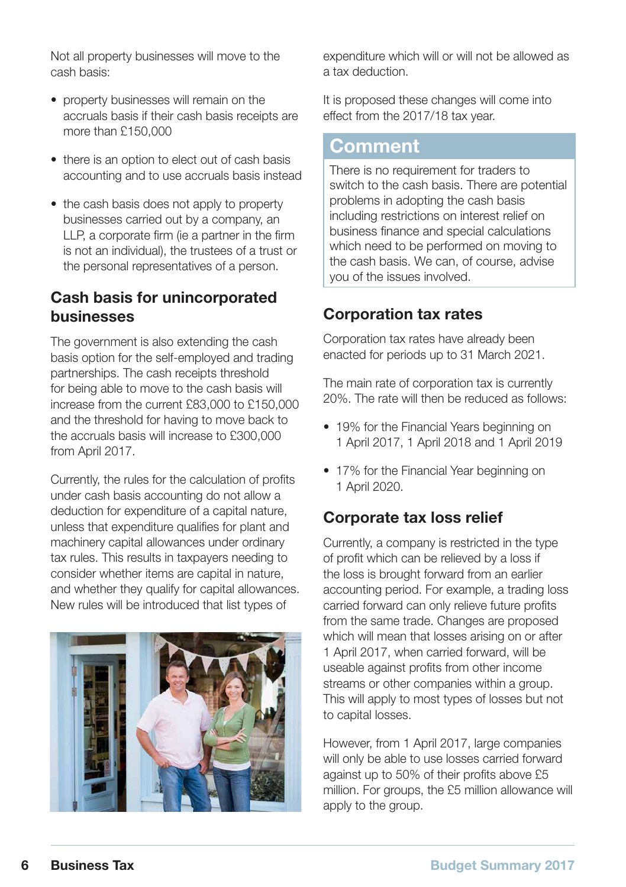Not all property businesses will move to the cash basis:

- property businesses will remain on the accruals basis if their cash basis receipts are more than £150,000
- there is an option to elect out of cash basis accounting and to use accruals basis instead
- the cash basis does not apply to property businesses carried out by a company, an LLP, a corporate firm (ie a partner in the firm is not an individual), the trustees of a trust or the personal representatives of a person.

## Cash basis for unincorporated businesses

The government is also extending the cash basis option for the self-employed and trading partnerships. The cash receipts threshold for being able to move to the cash basis will increase from the current £83,000 to £150,000 and the threshold for having to move back to the accruals basis will increase to £300,000 from April 2017.

Currently, the rules for the calculation of profits under cash basis accounting do not allow a deduction for expenditure of a capital nature, unless that expenditure qualifies for plant and machinery capital allowances under ordinary tax rules. This results in taxpayers needing to consider whether items are capital in nature, and whether they qualify for capital allowances. New rules will be introduced that list types of expenditure which will or will not be allowed as a tax deduction.

It is proposed these changes will come into effect from the 2017/18 tax year.

### Comment

There is no requirement for traders to switch to the cash basis. There are potential problems in adopting the cash basis including restrictions on interest relief on business finance and special calculations which need to be performed on moving to the cash basis. We can, of course, advise you of the issues involved.

## Corporation tax rates

Corporation tax rates have already been enacted for periods up to 31 March 2021.

The main rate of corporation tax is currently 20%. The rate will then be reduced as follows:

- 19% for the Financial Years beginning on 1 April 2017, 1 April 2018 and 1 April 2019
- 17% for the Financial Year beginning on 1 April 2020.

## Corporate tax loss relief

Currently, a company is restricted in the type of profit which can be relieved by a loss if the loss is brought forward from an earlier accounting period. For example, a trading loss carried forward can only relieve future profits from the same trade. Changes are proposed which will mean that losses arising on or after 1 April 2017, when carried forward, will be useable against profits from other income streams or other companies within a group. This will apply to most types of losses but not to capital losses.

However, from 1 April 2017, large companies will only be able to use losses carried forward against up to 50% of their profits above £5 million. For groups, the £5 million allowance will apply to the group.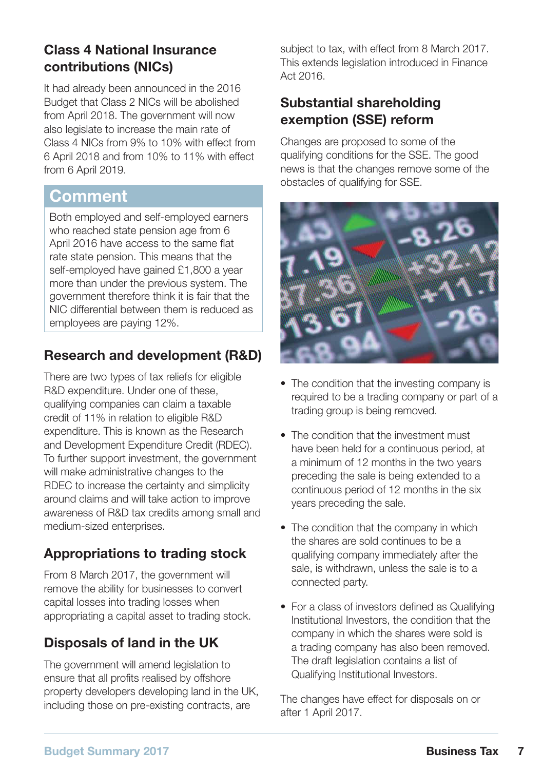## Class 4 National Insurance contributions (NICs)

It had already been announced in the 2016 Budget that Class 2 NICs will be abolished from April 2018. The government will now also legislate to increase the main rate of Class 4 NICs from 9% to 10% with effect from 6 April 2018 and from 10% to 11% with effect from 6 April 2019.

### Comment

Both employed and self-employed earners who reached state pension age from 6 April 2016 have access to the same flat rate state pension. This means that the self-employed have gained £1,800 a year more than under the previous system. The government therefore think it is fair that the NIC differential between them is reduced as employees are paying 12%.

## Research and development (R&D)

There are two types of tax reliefs for eligible R&D expenditure. Under one of these, qualifying companies can claim a taxable credit of 11% in relation to eligible R&D expenditure. This is known as the Research and Development Expenditure Credit (RDEC). To further support investment, the government will make administrative changes to the RDEC to increase the certainty and simplicity around claims and will take action to improve awareness of R&D tax credits among small and medium-sized enterprises.

## Appropriations to trading stock

From 8 March 2017, the government will remove the ability for businesses to convert capital losses into trading losses when appropriating a capital asset to trading stock.

## Disposals of land in the UK

The government will amend legislation to ensure that all profits realised by offshore property developers developing land in the UK, including those on pre-existing contracts, are subject to tax, with effect from 8 March 2017. This extends legislation introduced in Finance Act 2016.

## Substantial shareholding exemption (SSE) reform

Changes are proposed to some of the qualifying conditions for the SSE. The good news is that the changes remove some of the obstacles of qualifying for SSE.

- The condition that the investing company is required to be a trading company or part of a trading group is being removed.
- The condition that the investment must have been held for a continuous period, at a minimum of 12 months in the two years preceding the sale is being extended to a continuous period of 12 months in the six years preceding the sale.
- The condition that the company in which the shares are sold continues to be a qualifying company immediately after the sale, is withdrawn, unless the sale is to a connected party.
- For a class of investors defined as Qualifying Institutional Investors, the condition that the company in which the shares were sold is a trading company has also been removed. The draft legislation contains a list of Qualifying Institutional Investors.

The changes have effect for disposals on or after 1 April 2017.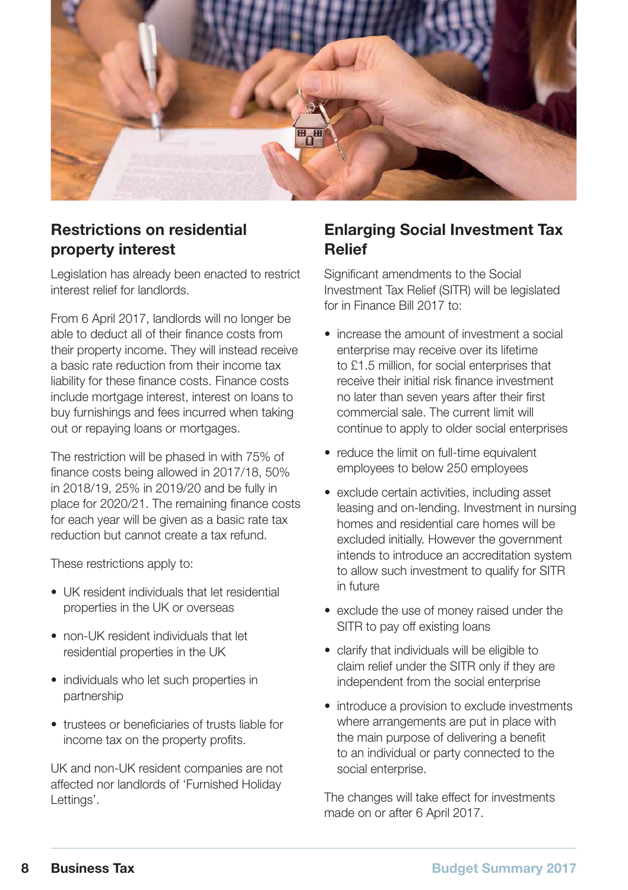## Restrictions on residential property interest

Legislation has already been enacted to restrict interest relief for landlords.

From 6 April 2017, landlords will no longer be able to deduct all of their finance costs from their property income. They will instead receive a basic rate reduction from their income tax liability for these finance costs. Finance costs include mortgage interest, interest on loans to buy furnishings and fees incurred when taking out or repaying loans or mortgages.

The restriction will be phased in with 75% of finance costs being allowed in 2017/18, 50% in 2018/19, 25% in 2019/20 and be fully in place for 2020/21. The remaining finance costs for each year will be given as a basic rate tax reduction but cannot create a tax refund.

These restrictions apply to:

- UK resident individuals that let residential properties in the UK or overseas
- non-UK resident individuals that let residential properties in the UK
- individuals who let such properties in partnership
- trustees or beneficiaries of trusts liable for income tax on the property profits.

UK and non-UK resident companies are not affected nor landlords of 'Furnished Holiday Lettings'.

## Enlarging Social Investment Tax Relief

Significant amendments to the Social Investment Tax Relief (SITR) will be legislated for in Finance Bill 2017 to:

- increase the amount of investment a social enterprise may receive over its lifetime to £1.5 million, for social enterprises that receive their initial risk finance investment no later than seven years after their first commercial sale. The current limit will continue to apply to older social enterprises
- reduce the limit on full-time equivalent employees to below 250 employees
- exclude certain activities, including asset leasing and on-lending. Investment in nursing homes and residential care homes will be excluded initially. However the government intends to introduce an accreditation system to allow such investment to qualify for SITR in future
- exclude the use of money raised under the SITR to pay off existing loans
- clarify that individuals will be eligible to claim relief under the SITR only if they are independent from the social enterprise
- introduce a provision to exclude investments where arrangements are put in place with the main purpose of delivering a benefit to an individual or party connected to the social enterprise.

The changes will take effect for investments made on or after 6 April 2017.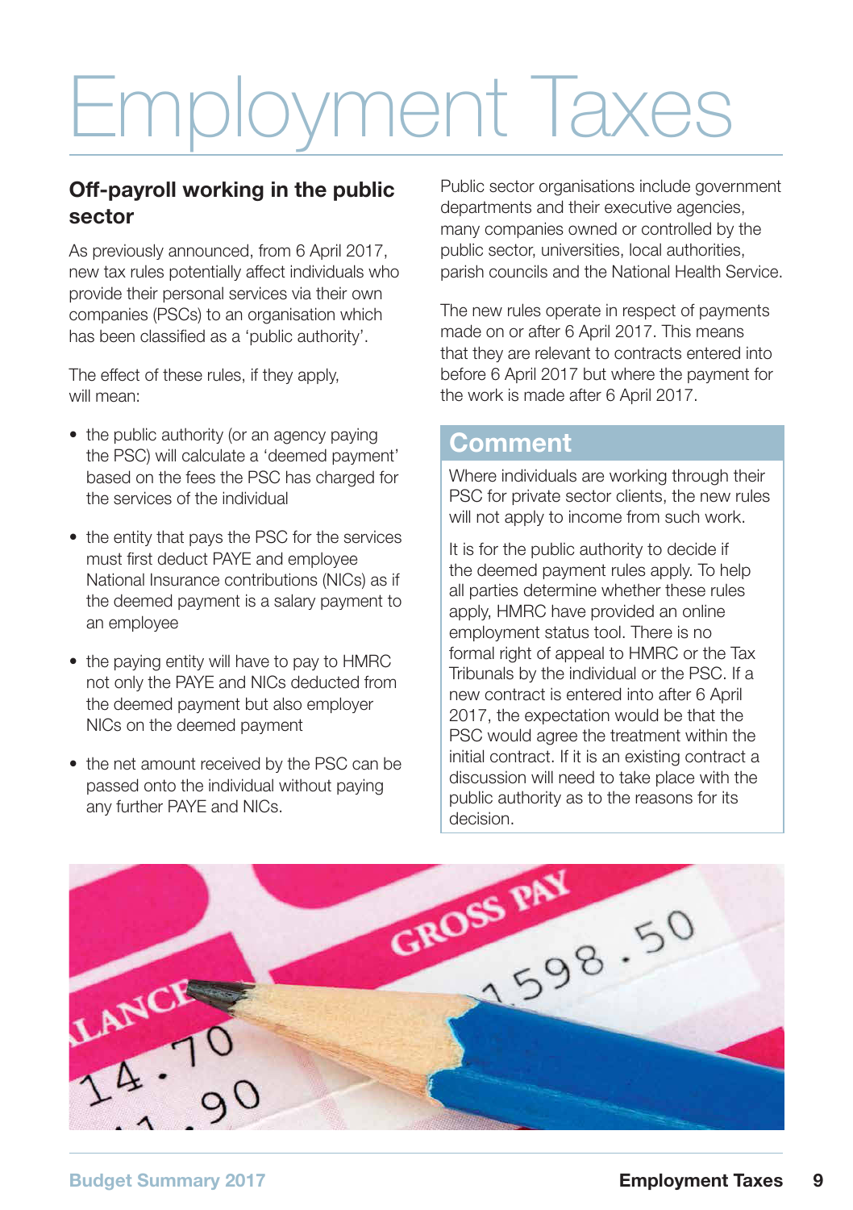# Employment Taxes

## Off-payroll working in the public sector

As previously announced, from 6 April 2017, new tax rules potentially affect individuals who provide their personal services via their own companies (PSCs) to an organisation which has been classified as a 'public authority'.

The effect of these rules, if they apply, will mean:

- the public authority (or an agency paying the PSC) will calculate a 'deemed payment' based on the fees the PSC has charged for the services of the individual
- the entity that pays the PSC for the services must first deduct PAYE and employee National Insurance contributions (NICs) as if the deemed payment is a salary payment to an employee
- the paying entity will have to pay to HMRC not only the PAYE and NICs deducted from the deemed payment but also employer NICs on the deemed payment
- the net amount received by the PSC can be passed onto the individual without paying any further PAYE and NICs.

Public sector organisations include government departments and their executive agencies, many companies owned or controlled by the public sector, universities, local authorities, parish councils and the National Health Service.

The new rules operate in respect of payments made on or after 6 April 2017. This means that they are relevant to contracts entered into before 6 April 2017 but where the payment for the work is made after 6 April 2017.

### Comment

Where individuals are working through their PSC for private sector clients, the new rules will not apply to income from such work.

It is for the public authority to decide if the deemed payment rules apply. To help all parties determine whether these rules apply, HMRC have provided an online employment status tool. There is no formal right of appeal to HMRC or the Tax Tribunals by the individual or the PSC. If a new contract is entered into after 6 April 2017, the expectation would be that the PSC would agree the treatment within the initial contract. If it is an existing contract a discussion will need to take place with the public authority as to the reasons for its decision.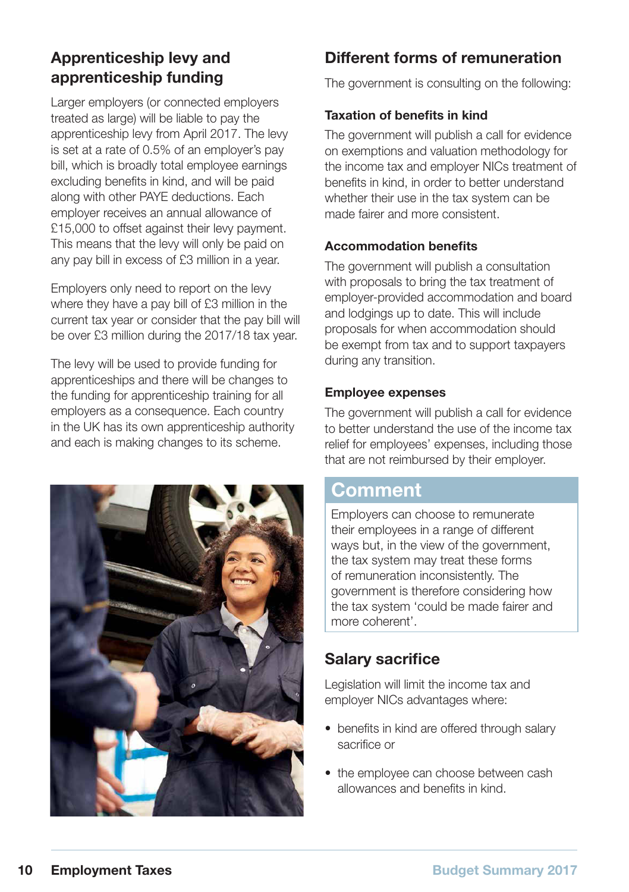## Apprenticeship levy and apprenticeship funding

Larger employers (or connected employers treated as large) will be liable to pay the apprenticeship levy from April 2017. The levy is set at a rate of 0.5% of an employer's pay bill, which is broadly total employee earnings excluding benefits in kind, and will be paid along with other PAYE deductions. Each employer receives an annual allowance of £15,000 to offset against their levy payment. This means that the levy will only be paid on any pay bill in excess of £3 million in a year.

Employers only need to report on the levy where they have a pay bill of £3 million in the current tax year or consider that the pay bill will be over £3 million during the 2017/18 tax year.

The levy will be used to provide funding for apprenticeships and there will be changes to the funding for apprenticeship training for all employers as a consequence. Each country in the UK has its own apprenticeship authority and each is making changes to its scheme.

## Different forms of remuneration

The government is consulting on the following:

### Taxation of benefits in kind

The government will publish a call for evidence on exemptions and valuation methodology for the income tax and employer NICs treatment of benefits in kind, in order to better understand whether their use in the tax system can be made fairer and more consistent.

### Accommodation benefits

The government will publish a consultation with proposals to bring the tax treatment of employer-provided accommodation and board and lodgings up to date. This will include proposals for when accommodation should be exempt from tax and to support taxpayers during any transition.

### Employee expenses

The government will publish a call for evidence to better understand the use of the income tax relief for employees' expenses, including those that are not reimbursed by their employer.

### Comment

Employers can choose to remunerate their employees in a range of different ways but, in the view of the government, the tax system may treat these forms of remuneration inconsistently. The government is therefore considering how the tax system 'could be made fairer and more coherent'.

## Salary sacrifice

Legislation will limit the income tax and employer NICs advantages where:

- benefits in kind are offered through salary sacrifice or
- the employee can choose between cash allowances and benefits in kind.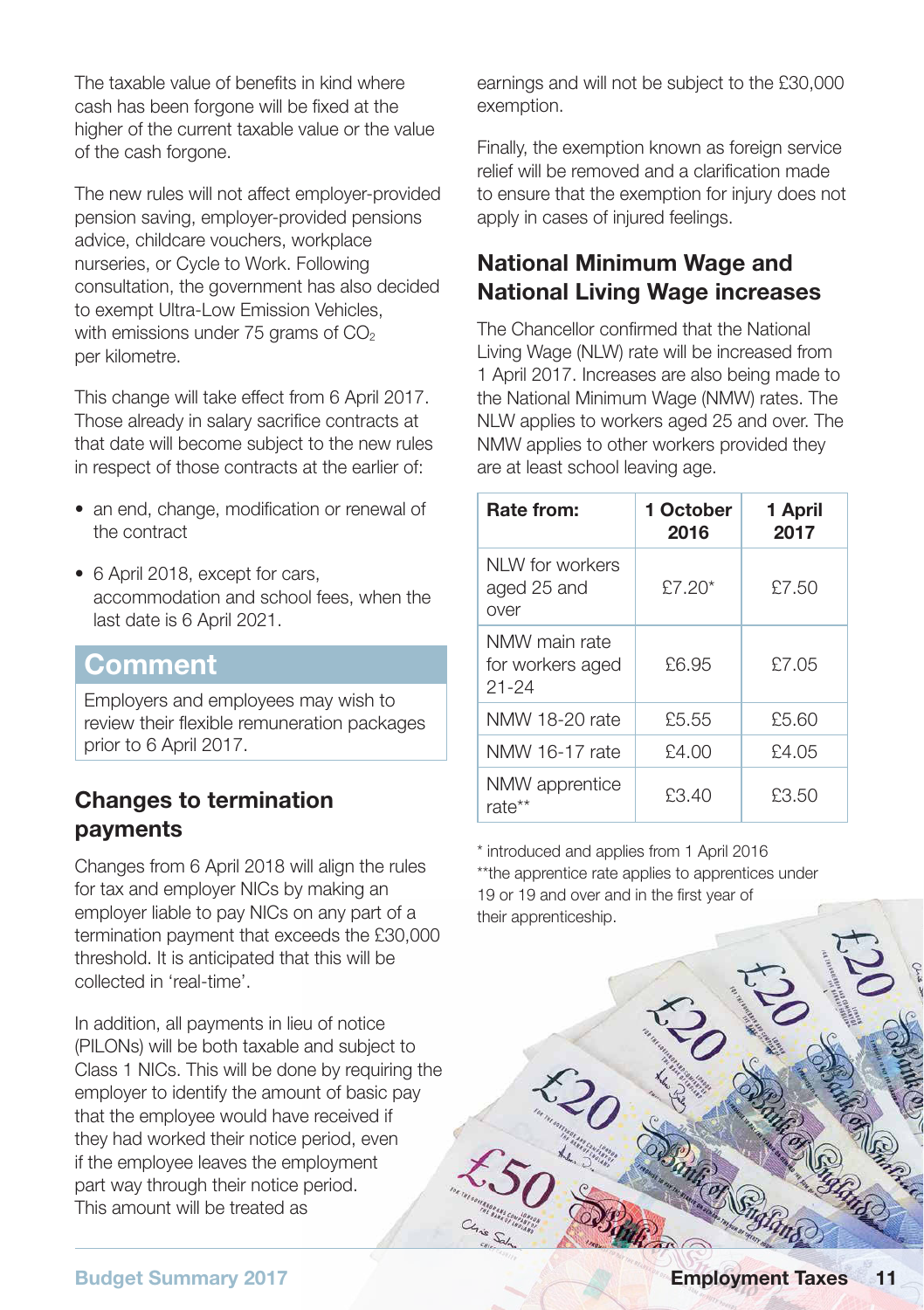The taxable value of benefits in kind where cash has been forgone will be fixed at the higher of the current taxable value or the value of the cash forgone.

The new rules will not affect employer-provided pension saving, employer-provided pensions advice, childcare vouchers, workplace nurseries, or Cycle to Work. Following consultation, the government has also decided to exempt Ultra-Low Emission Vehicles, with emissions under 75 grams of $CO_2$ per kilometre.

This change will take effect from 6 April 2017. Those already in salary sacrifice contracts at that date will become subject to the new rules in respect of those contracts at the earlier of:

- an end, change, modification or renewal of the contract
- 6 April 2018, except for cars, accommodation and school fees, when the last date is 6 April 2021.

## Comment

Employers and employees may wish to review their flexible remuneration packages prior to 6 April 2017.

## Changes to termination payments

Changes from 6 April 2018 will align the rules for tax and employer NICs by making an employer liable to pay NICs on any part of a termination payment that exceeds the £30,000 threshold. It is anticipated that this will be collected in 'real-time'.

In addition, all payments in lieu of notice (PILONs) will be both taxable and subject to Class 1 NICs. This will be done by requiring the employer to identify the amount of basic pay that the employee would have received if they had worked their notice period, even if the employee leaves the employment part way through their notice period. This amount will be treated as earnings and will not be subject to the £30,000 exemption.

Finally, the exemption known as foreign service relief will be removed and a clarification made to ensure that the exemption for injury does not apply in cases of injured feelings.

## National Minimum Wage and National Living Wage increases

The Chancellor confirmed that the National Living Wage (NLW) rate will be increased from 1 April 2017. Increases are also being made to the National Minimum Wage (NMW) rates. The NLW applies to workers aged 25 and over. The NMW applies to other workers provided they are at least school leaving age.

| Rate from: | 1 October 2016 | 1 April 2017 |
|---|---|---|
| NLW for workers aged 25 and over | £7.20* | £7.50 |
| NMW main rate for workers aged 21-24 | £6.95 | £7.05 |
| NMW 18-20 rate | £5.55 | £5.60 |
| NMW 16-17 rate | £4.00 | £4.05 |
| NMW apprentice rate** | £3.40 | £3.50 |

\* introduced and applies from 1 April 2016
\*\*the apprentice rate applies to apprentices under 19 or 19 and over and in the first year of their apprenticeship.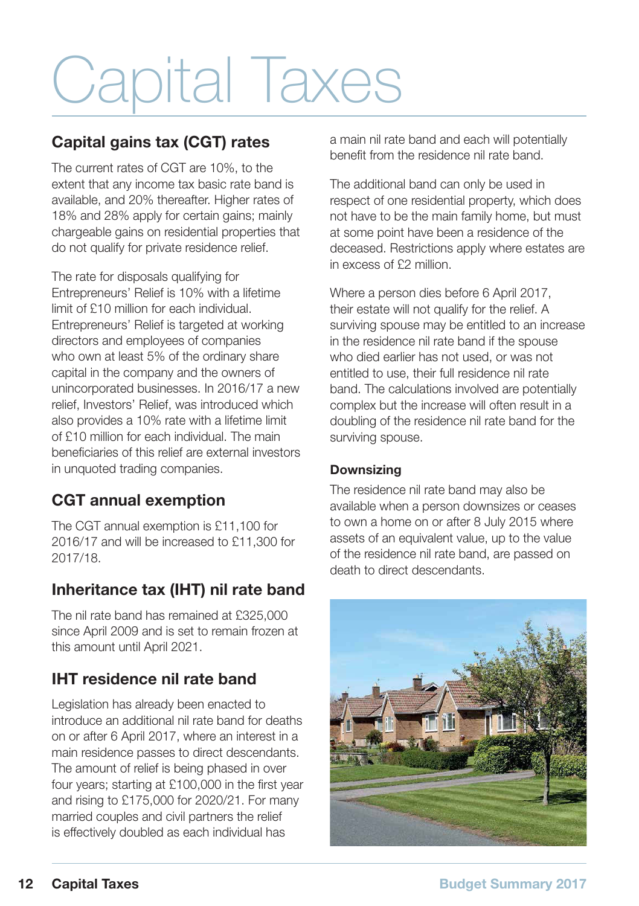# Capital Taxes

## Capital gains tax (CGT) rates

The current rates of CGT are 10%, to the extent that any income tax basic rate band is available, and 20% thereafter. Higher rates of 18% and 28% apply for certain gains; mainly chargeable gains on residential properties that do not qualify for private residence relief.

The rate for disposals qualifying for Entrepreneurs' Relief is 10% with a lifetime limit of £10 million for each individual. Entrepreneurs' Relief is targeted at working directors and employees of companies who own at least 5% of the ordinary share capital in the company and the owners of unincorporated businesses. In 2016/17 a new relief, Investors' Relief, was introduced which also provides a 10% rate with a lifetime limit of £10 million for each individual. The main beneficiaries of this relief are external investors in unquoted trading companies.

## CGT annual exemption

The CGT annual exemption is £11,100 for 2016/17 and will be increased to £11,300 for 2017/18.

## Inheritance tax (IHT) nil rate band

The nil rate band has remained at £325,000 since April 2009 and is set to remain frozen at this amount until April 2021.

## IHT residence nil rate band

Legislation has already been enacted to introduce an additional nil rate band for deaths on or after 6 April 2017, where an interest in a main residence passes to direct descendants. The amount of relief is being phased in over four years; starting at £100,000 in the first year and rising to £175,000 for 2020/21. For many married couples and civil partners the relief is effectively doubled as each individual has a main nil rate band and each will potentially benefit from the residence nil rate band.

The additional band can only be used in respect of one residential property, which does not have to be the main family home, but must at some point have been a residence of the deceased. Restrictions apply where estates are in excess of £2 million.

Where a person dies before 6 April 2017, their estate will not qualify for the relief. A surviving spouse may be entitled to an increase in the residence nil rate band if the spouse who died earlier has not used, or was not entitled to use, their full residence nil rate band. The calculations involved are potentially complex but the increase will often result in a doubling of the residence nil rate band for the surviving spouse.

### Downsizing

The residence nil rate band may also be available when a person downsizes or ceases to own a home on or after 8 July 2015 where assets of an equivalent value, up to the value of the residence nil rate band, are passed on death to direct descendants.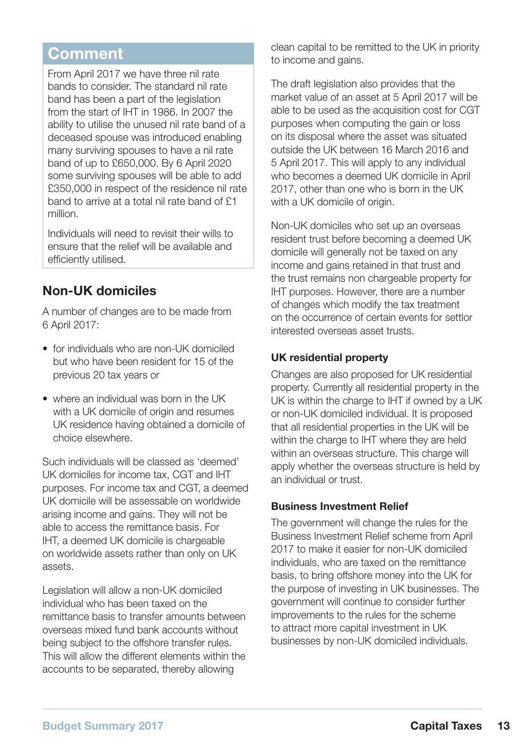## Comment

From April 2017 we have three nil rate bands to consider. The standard nil rate band has been a part of the legislation from the start of IHT in 1986. In 2007 the ability to utilise the unused nil rate band of a deceased spouse was introduced enabling many surviving spouses to have a nil rate band of up to £650,000. By 6 April 2020 some surviving spouses will be able to add £350,000 in respect of the residence nil rate band to arrive at a total nil rate band of £1 million.

Individuals will need to revisit their wills to ensure that the relief will be available and efficiently utilised.

## Non-UK domiciles

A number of changes are to be made from 6 April 2017:

- for individuals who are non-UK domiciled but who have been resident for 15 of the previous 20 tax years or
- where an individual was born in the UK with a UK domicile of origin and resumes UK residence having obtained a domicile of choice elsewhere.

Such individuals will be classed as 'deemed' UK domiciles for income tax, CGT and IHT purposes. For income tax and CGT, a deemed UK domicile will be assessable on worldwide arising income and gains. They will not be able to access the remittance basis. For IHT, a deemed UK domicile is chargeable on worldwide assets rather than only on UK assets.

Legislation will allow a non-UK domiciled individual who has been taxed on the remittance basis to transfer amounts between overseas mixed fund bank accounts without being subject to the offshore transfer rules. This will allow the different elements within the accounts to be separated, thereby allowing clean capital to be remitted to the UK in priority to income and gains.

The draft legislation also provides that the market value of an asset at 5 April 2017 will be able to be used as the acquisition cost for CGT purposes when computing the gain or loss on its disposal where the asset was situated outside the UK between 16 March 2016 and 5 April 2017. This will apply to any individual who becomes a deemed UK domicile in April 2017, other than one who is born in the UK with a UK domicile of origin.

Non-UK domiciles who set up an overseas resident trust before becoming a deemed UK domicile will generally not be taxed on any income and gains retained in that trust and the trust remains non chargeable property for IHT purposes. However, there are a number of changes which modify the tax treatment on the occurrence of certain events for settlor interested overseas asset trusts.

### UK residential property

Changes are also proposed for UK residential property. Currently all residential property in the UK is within the charge to IHT if owned by a UK or non-UK domiciled individual. It is proposed that all residential properties in the UK will be within the charge to IHT where they are held within an overseas structure. This charge will apply whether the overseas structure is held by an individual or trust.

### Business Investment Relief

The government will change the rules for the Business Investment Relief scheme from April 2017 to make it easier for non-UK domiciled individuals, who are taxed on the remittance basis, to bring offshore money into the UK for the purpose of investing in UK businesses. The government will continue to consider further improvements to the rules for the scheme to attract more capital investment in UK businesses by non-UK domiciled individuals.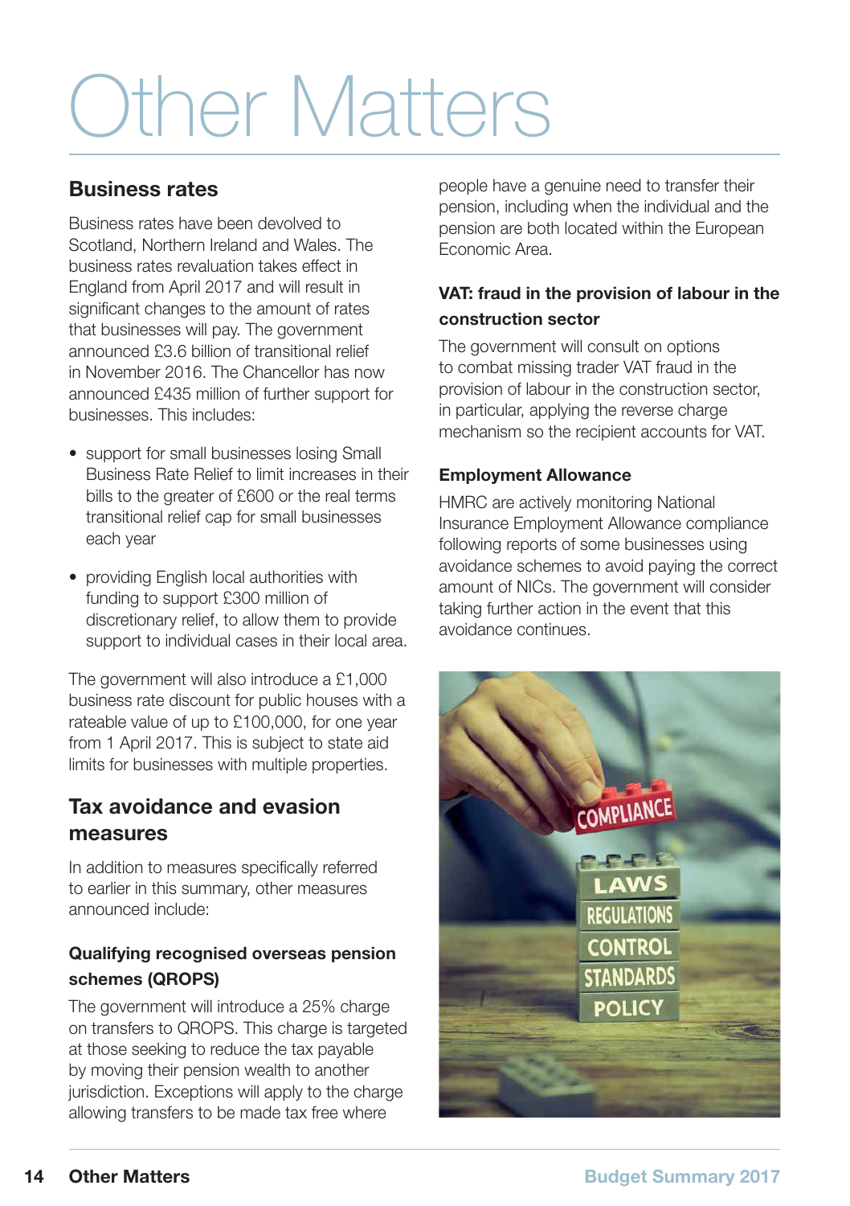# Other Matters

## Business rates

Business rates have been devolved to Scotland, Northern Ireland and Wales. The business rates revaluation takes effect in England from April 2017 and will result in significant changes to the amount of rates that businesses will pay. The government announced £3.6 billion of transitional relief in November 2016. The Chancellor has now announced £435 million of further support for businesses. This includes:

- support for small businesses losing Small Business Rate Relief to limit increases in their bills to the greater of £600 or the real terms transitional relief cap for small businesses each year
- providing English local authorities with funding to support £300 million of discretionary relief, to allow them to provide support to individual cases in their local area.

The government will also introduce a £1,000 business rate discount for public houses with a rateable value of up to £100,000, for one year from 1 April 2017. This is subject to state aid limits for businesses with multiple properties.

## Tax avoidance and evasion measures

In addition to measures specifically referred to earlier in this summary, other measures announced include:

### Qualifying recognised overseas pension schemes (QROPS)

The government will introduce a 25% charge on transfers to QROPS. This charge is targeted at those seeking to reduce the tax payable by moving their pension wealth to another jurisdiction. Exceptions will apply to the charge allowing transfers to be made tax free where people have a genuine need to transfer their pension, including when the individual and the pension are both located within the European Economic Area.

### VAT: fraud in the provision of labour in the construction sector

The government will consult on options to combat missing trader VAT fraud in the provision of labour in the construction sector, in particular, applying the reverse charge mechanism so the recipient accounts for VAT.

### Employment Allowance

HMRC are actively monitoring National Insurance Employment Allowance compliance following reports of some businesses using avoidance schemes to avoid paying the correct amount of NICs. The government will consider taking further action in the event that this avoidance continues.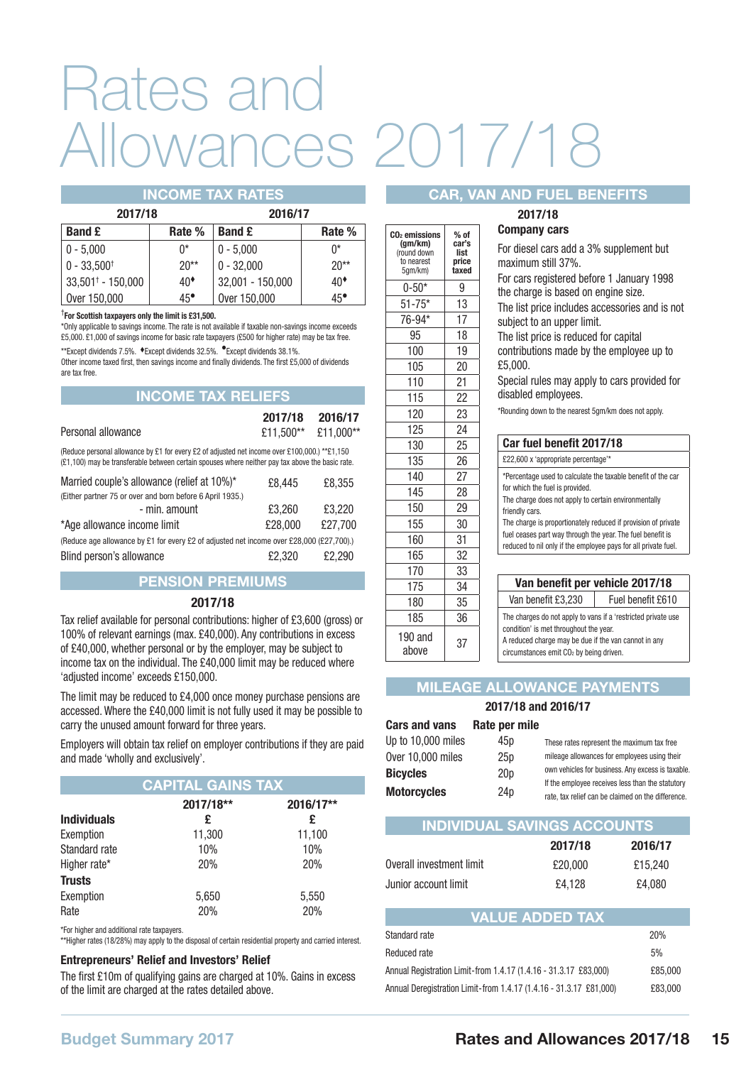# Rates and Allowances 2017/18

## INCOME TAX RATES

| 2017/18 | | 2016/17 | |
|---|---|---|---|
| **Band £** | **Rate %** | **Band £** | **Rate %** |
| 0 - 5,000 | 0* | 0 - 5,000 | 0* |
| 0 - 33,500† | 20** | 0 - 32,000 | 20** |
| 33,501† - 150,000 | 40♦ | 32,001 - 150,000 | 40♦ |
| Over 150,000 | 45• | Over 150,000 | 45• |

†**For Scottish taxpayers only the limit is £31,500.**

*Only applicable to savings income. The rate is not available if taxable non-savings income exceeds £5,000. £1,000 of savings income for basic rate taxpayers (£500 for higher rate) may be tax free.

**Except dividends 7.5%. ♦Except dividends 32.5%. •Except dividends 38.1%.

Other income taxed first, then savings income and finally dividends. The first £5,000 of dividends are tax free.

## INCOME TAX RELIEFS

| | 2017/18 | 2016/17 |
|---|---|---|
| Personal allowance | £11,500** | £11,000** |

(Reduce personal allowance by £1 for every £2 of adjusted net income over £100,000.) **£1,150 (£1,100) may be transferable between certain spouses where neither pay tax above the basic rate.

| | 2017/18 | 2016/17 |
|---|---|---|
| Married couple's allowance (relief at 10%)* (Either partner 75 or over and born before 6 April 1935.) | £8,445 | £8,355 |
| - min. amount | £3,260 | £3,220 |
| *Age allowance income limit | £28,000 | £27,700 |

(Reduce age allowance by £1 for every £2 of adjusted net income over £28,000 (£27,700).)

| | 2017/18 | 2016/17 |
|---|---|---|
| Blind person's allowance | £2,320 | £2,290 |

## PENSION PREMIUMS

### 2017/18

Tax relief available for personal contributions: higher of £3,600 (gross) or 100% of relevant earnings (max. £40,000). Any contributions in excess of £40,000, whether personal or by the employer, may be subject to income tax on the individual. The £40,000 limit may be reduced where 'adjusted income' exceeds £150,000.

The limit may be reduced to £4,000 once money purchase pensions are accessed. Where the £40,000 limit is not fully used it may be possible to carry the unused amount forward for three years.

Employers will obtain tax relief on employer contributions if they are paid and made 'wholly and exclusively'.

## CAPITAL GAINS TAX

| | 2017/18** | 2016/17** |
|---|---|---|
| **Individuals** | **£** | **£** |
| Exemption | 11,300 | 11,100 |
| Standard rate | 10% | 10% |
| Higher rate* | 20% | 20% |
| **Trusts** | | |
| Exemption | 5,650 | 5,550 |
| Rate | 20% | 20% |

*For higher and additional rate taxpayers.

**Higher rates (18/28%) may apply to the disposal of certain residential property and carried interest.

### Entrepreneurs' Relief and Investors' Relief

The first £10m of qualifying gains are charged at 10%. Gains in excess of the limit are charged at the rates detailed above.

## CAR, VAN AND FUEL BENEFITS

### 2017/18

| $CO_2$ emissions (gm/km) (round down to nearest 5gm/km) | % of car's list price taxed |
|---|---|
| 0-50* | 9 |
| 51-75* | 13 |
| 76-94* | 17 |
| 95 | 18 |
| 100 | 19 |
| 105 | 20 |
| 110 | 21 |
| 115 | 22 |
| 120 | 23 |
| 125 | 24 |
| 130 | 25 |
| 135 | 26 |
| 140 | 27 |
| 145 | 28 |
| 150 | 29 |
| 155 | 30 |
| 160 | 31 |
| 165 | 32 |
| 170 | 33 |
| 175 | 34 |
| 180 | 35 |
| 185 | 36 |
| 190 and above | 37 |

**Company cars**

For diesel cars add a 3% supplement but maximum still 37%.

For cars registered before 1 January 1998 the charge is based on engine size.

The list price includes accessories and is not subject to an upper limit.

The list price is reduced for capital contributions made by the employee up to £5,000.

Special rules may apply to cars provided for disabled employees.

*Rounding down to the nearest 5gm/km does not apply.

| Car fuel benefit 2017/18 |
|---|
| £22,600 x 'appropriate percentage'* |

*Percentage used to calculate the taxable benefit of the car for which the fuel is provided.

The charge does not apply to certain environmentally friendly cars.

The charge is proportionately reduced if provision of private fuel ceases part way through the year. The fuel benefit is reduced to nil only if the employee pays for all private fuel.

| Van benefit per vehicle 2017/18 | |
|---|---|
| Van benefit £3,230 | Fuel benefit £610 |

The charges do not apply to vans if a 'restricted private use condition' is met throughout the year.

A reduced charge may be due if the van cannot in any circumstances emit $CO_2$ by being driven.

## MILEAGE ALLOWANCE PAYMENTS

### 2017/18 and 2016/17

| Cars and vans | Rate per mile |
|---|---|
| Up to 10,000 miles | 45p |
| Over 10,000 miles | 25p |
| **Bicycles** | 20p |
| **Motorcycles** | 24p |

These rates represent the maximum tax free mileage allowances for employees using their own vehicles for business. Any excess is taxable. If the employee receives less than the statutory rate, tax relief can be claimed on the difference.

## INDIVIDUAL SAVINGS ACCOUNTS

| | 2017/18 | 2016/17 |
|---|---|---|
| Overall investment limit | £20,000 | £15,240 |
| Junior account limit | £4,128 | £4,080 |

## VALUE ADDED TAX

| | |
|---|---|
| Standard rate | 20% |
| Reduced rate | 5% |
| Annual Registration Limit - from 1.4.17 (1.4.16 - 31.3.17 £83,000) | £85,000 |
| Annual Deregistration Limit - from 1.4.17 (1.4.16 - 31.3.17 £81,000) | £83,000 |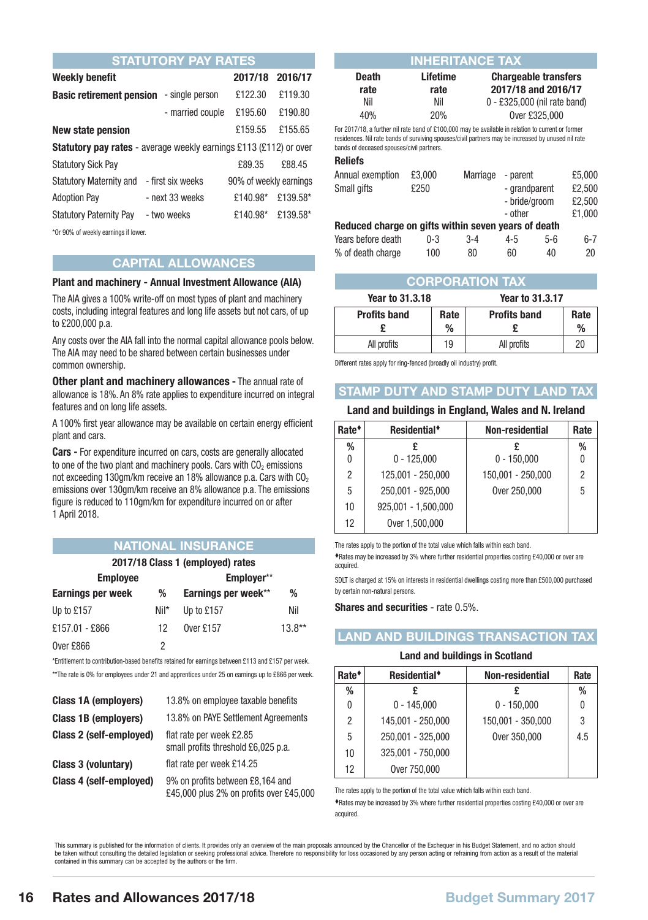## STATUTORY PAY RATES

| Weekly benefit | | 2017/18 | 2016/17 |
|---|---|---|---|
| **Basic retirement pension** | - single person | £122.30 | £119.30 |
| | - married couple | £195.60 | £190.80 |
| **New state pension** | | £159.55 | £155.65 |
| **Statutory pay rates** - average weekly earnings £113 (£112) or over | | | |
| Statutory Sick Pay | | £89.35 | £88.45 |
| Statutory Maternity and | - first six weeks | 90% of weekly earnings | |
| Adoption Pay | - next 33 weeks | £140.98* | £139.58* |
| Statutory Paternity Pay | - two weeks | £140.98* | £139.58* |

*Or 90% of weekly earnings if lower.

## CAPITAL ALLOWANCES

**Plant and machinery - Annual Investment Allowance (AIA)**

The AIA gives a 100% write-off on most types of plant and machinery costs, including integral features and long life assets but not cars, of up to £200,000 p.a.

Any costs over the AIA fall into the normal capital allowance pools below. The AIA may need to be shared between certain businesses under common ownership.

**Other plant and machinery allowances -** The annual rate of allowance is 18%. An 8% rate applies to expenditure incurred on integral features and on long life assets.

A 100% first year allowance may be available on certain energy efficient plant and cars.

**Cars -** For expenditure incurred on cars, costs are generally allocated to one of the two plant and machinery pools. Cars with $CO_2$ emissions not exceeding 130gm/km receive an 18% allowance p.a. Cars with $CO_2$ emissions over 130gm/km receive an 8% allowance p.a. The emissions figure is reduced to 110gm/km for expenditure incurred on or after 1 April 2018.

## NATIONAL INSURANCE

**2017/18 Class 1 (employed) rates**

| Employee | | Employer** | |
|---|---|---|---|
| **Earnings per week** | **%** | **Earnings per week**** | **%** |
| Up to £157 | Nil* | Up to £157 | Nil |
| £157.01 - £866 | 12 | Over £157 | 13.8** |
| Over £866 | 2 | | |

*Entitlement to contribution-based benefits retained for earnings between £113 and £157 per week.

**The rate is 0% for employees under 21 and apprentices under 25 on earnings up to £866 per week.

| | |
|---|---|
| **Class 1A (employers)** | 13.8% on employee taxable benefits |
| **Class 1B (employers)** | 13.8% on PAYE Settlement Agreements |
| **Class 2 (self-employed)** | flat rate per week £2.85<br>small profits threshold £6,025 p.a. |
| **Class 3 (voluntary)** | flat rate per week £14.25 |
| **Class 4 (self-employed)** | 9% on profits between £8,164 and £45,000 plus 2% on profits over £45,000 |

## INHERITANCE TAX

| Death rate | Lifetime rate | Chargeable transfers 2017/18 and 2016/17 |
|---|---|---|
| Nil | Nil | 0 - £325,000 (nil rate band) |
| 40% | 20% | Over £325,000 |

For 2017/18, a further nil rate band of £100,000 may be available in relation to current or former residences. Nil rate bands of surviving spouses/civil partners may be increased by unused nil rate bands of deceased spouses/civil partners.

**Reliefs**

| | | | | |
|---|---|---|---|---|
| Annual exemption | £3,000 | Marriage | - parent | £5,000 |
| Small gifts | £250 | | - grandparent | £2,500 |
| | | | - bride/groom | £2,500 |
| | | | - other | £1,000 |

**Reduced charge on gifts within seven years of death**

| Years before death | 0-3 | 3-4 | 4-5 | 5-6 | 6-7 |
|---|---|---|---|---|---|
| % of death charge | 100 | 80 | 60 | 40 | 20 |

## CORPORATION TAX

| Year to 31.3.18 | | Year to 31.3.17 | |
|---|---|---|---|
| **Profits band £** | **Rate %** | **Profits band £** | **Rate %** |
| All profits | 19 | All profits | 20 |

Different rates apply for ring-fenced (broadly oil industry) profit.

## STAMP DUTY AND STAMP DUTY LAND TAX

**Land and buildings in England, Wales and N. Ireland**

| Rate♦ | Residential♦ | Non-residential | Rate |
|---|---|---|---|
| % | £ | £ | % |
| 0 | 0 - 125,000 | 0 - 150,000 | 0 |
| 2 | 125,001 - 250,000 | 150,001 - 250,000 | 2 |
| 5 | 250,001 - 925,000 | Over 250,000 | 5 |
| 10 | 925,001 - 1,500,000 | | |
| 12 | Over 1,500,000 | | |

The rates apply to the portion of the total value which falls within each band.

♦Rates may be increased by 3% where further residential properties costing £40,000 or over are acquired.

SDLT is charged at 15% on interests in residential dwellings costing more than £500,000 purchased by certain non-natural persons.

**Shares and securities** - rate 0.5%.

## LAND AND BUILDINGS TRANSACTION TAX

**Land and buildings in Scotland**

| Rate♦ | Residential♦ | Non-residential | Rate |
|---|---|---|---|
| % | £ | £ | % |
| 0 | 0 - 145,000 | 0 - 150,000 | 0 |
| 2 | 145,001 - 250,000 | 150,001 - 350,000 | 3 |
| 5 | 250,001 - 325,000 | Over 350,000 | 4.5 |
| 10 | 325,001 - 750,000 | | |
| 12 | Over 750,000 | | |

The rates apply to the portion of the total value which falls within each band.

♦Rates may be increased by 3% where further residential properties costing £40,000 or over are acquired.

This summary is published for the information of clients. It provides only an overview of the main proposals announced by the Chancellor of the Exchequer in his Budget Statement, and no action should be taken without consulting the detailed legislation or seeking professional advice. Therefore no responsibility for loss occasioned by any person acting or refraining from action as a result of the material contained in this summary can be accepted by the authors or the firm.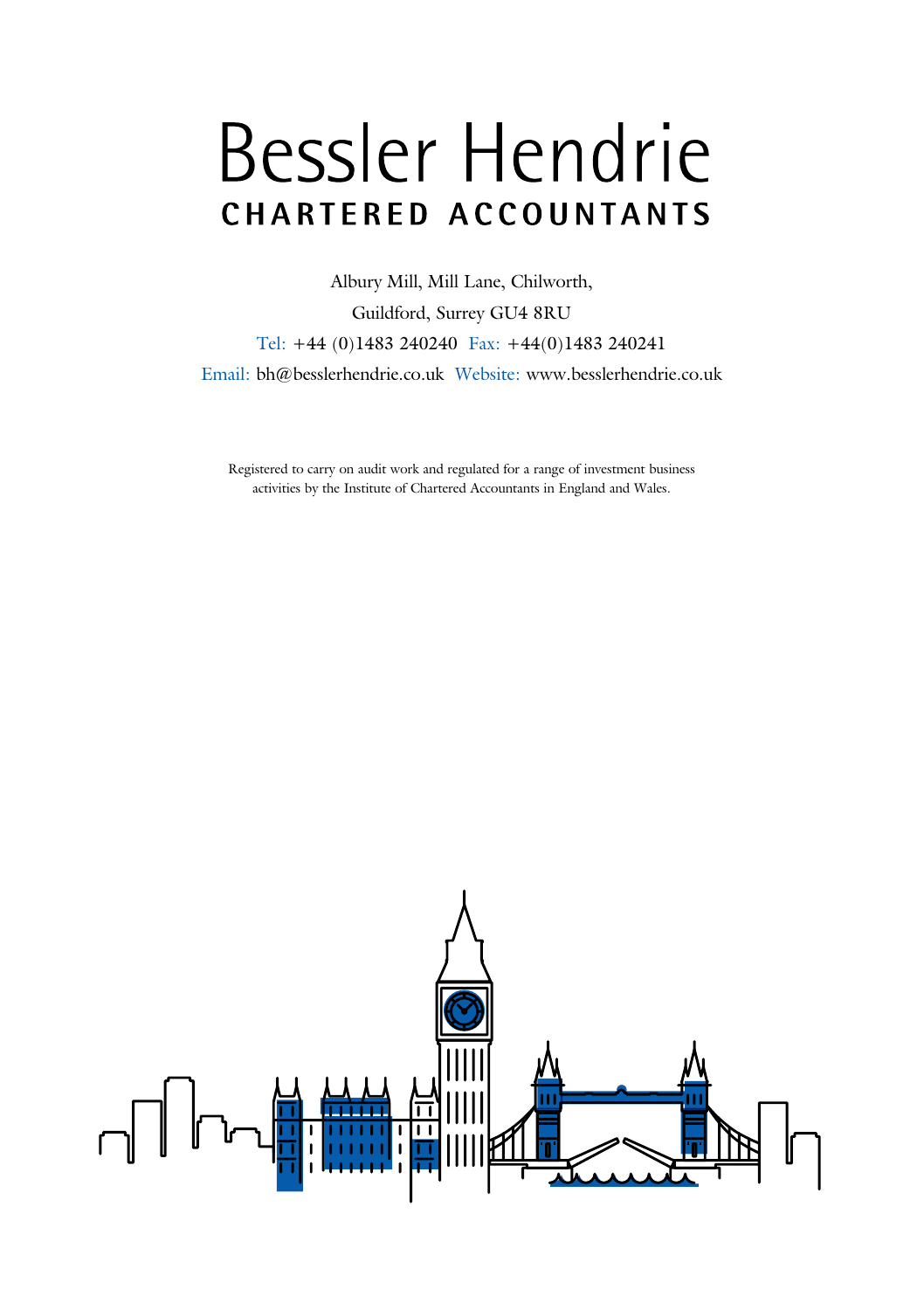# Bessler Hendrie

**CHARTERED ACCOUNTANTS**

Albury Mill, Mill Lane, Chilworth,

Guildford, Surrey GU4 8RU

Tel: +44 (0)1483 240240 Fax: +44(0)1483 240241

Email: bh@besslerhendrie.co.uk Website: www.besslerhendrie.co.uk

Registered to carry on audit work and regulated for a range of investment business activities by the Institute of Chartered Accountants in England and Wales.